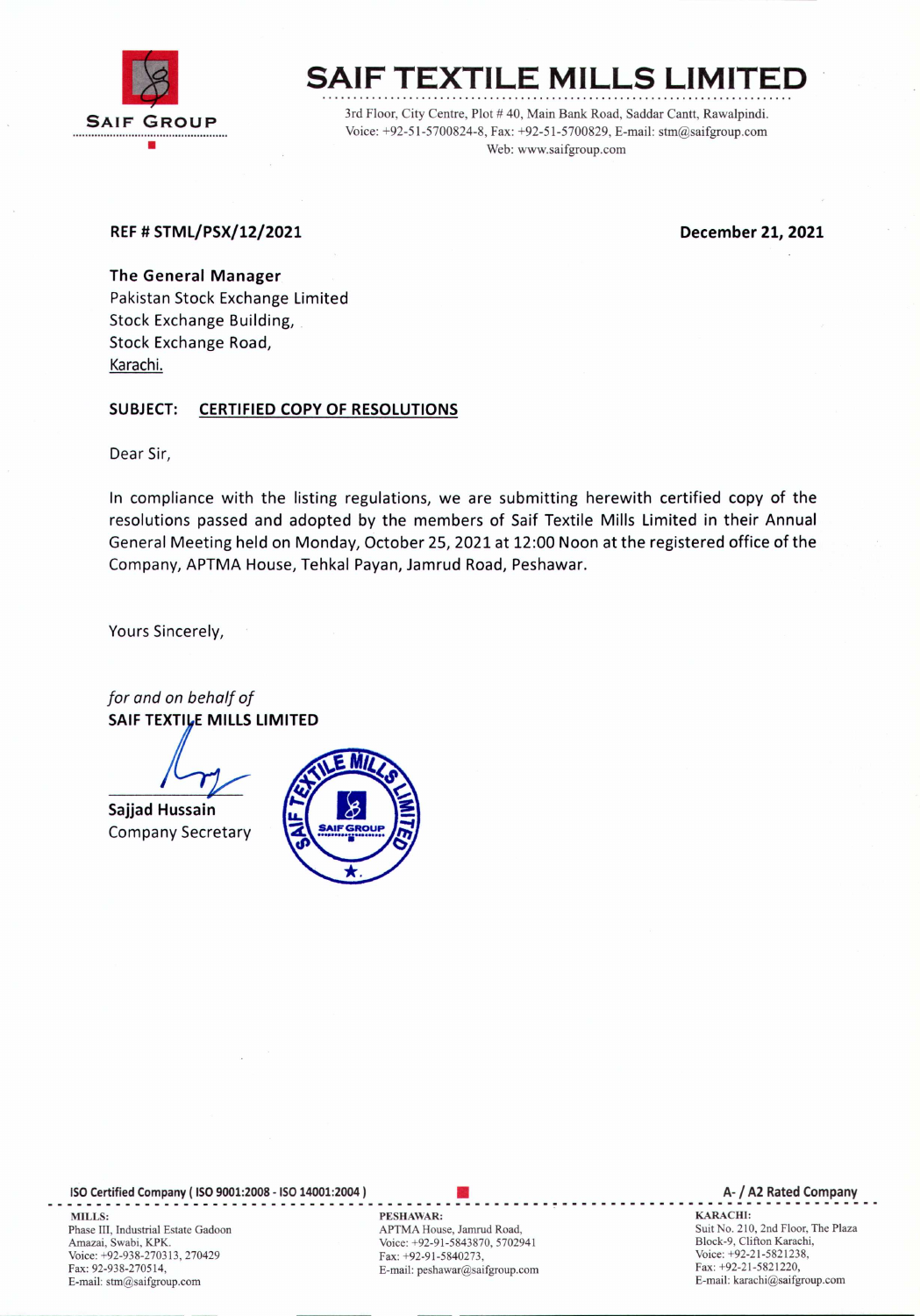# SAIF TEXTILE MILLS LIMITED

SAIF GROUP

3rd Floor, City Centre, Plot # 40, Main Bank Road, Saddar Cantt, Rawalpindi.
Voice: +92-51-5700824-8, Fax: +92-51-5700829, E-mail: stm@saifgroup.com
Web: www.saifgroup.com

**REF # STML/PSX/12/2021**

**December 21, 2021**

**The General Manager**
Pakistan Stock Exchange Limited
Stock Exchange Building,
Stock Exchange Road,
Karachi.

**SUBJECT: CERTIFIED COPY OF RESOLUTIONS**

Dear Sir,

In compliance with the listing regulations, we are submitting herewith certified copy of the resolutions passed and adopted by the members of Saif Textile Mills Limited in their Annual General Meeting held on Monday, October 25, 2021 at 12:00 Noon at the registered office of the Company, APTMA House, Tehkal Payan, Jamrud Road, Peshawar.

Yours Sincerely,

*for and on behalf of*
**SAIF TEXTILE MILLS LIMITED**

**Sajjad Hussain**
Company Secretary

ISO Certified Company ( ISO 9001:2008 - ISO 14001:2004 )

A- / A2 Rated Company

**MILLS:**
Phase III, Industrial Estate Gadoon
Amazai, Swabi, KPK.
Voice: +92-938-270313, 270429
Fax: 92-938-270514,
E-mail: stm@saifgroup.com

**PESHAWAR:**
APTMA House, Jamrud Road,
Voice: +92-91-5843870, 5702941
Fax: +92-91-5840273,
E-mail: peshawar@saifgroup.com

**KARACHI:**
Suit No. 210, 2nd Floor, The Plaza
Block-9, Clifton Karachi,
Voice: +92-21-5821238,
Fax: +92-21-5821220,
E-mail: karachi@saifgroup.com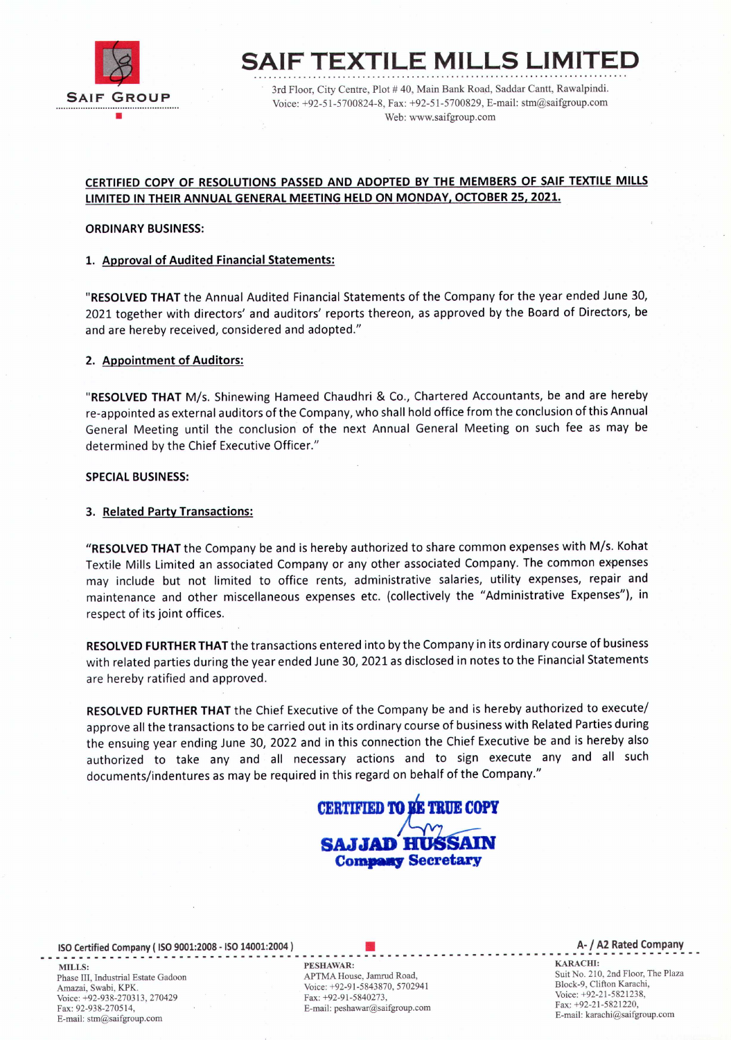# SAIF TEXTILE MILLS LIMITED

SAIF GROUP

3rd Floor, City Centre, Plot # 40, Main Bank Road, Saddar Cantt, Rawalpindi.
Voice: +92-51-5700824-8, Fax: +92-51-5700829, E-mail: stm@saifgroup.com
Web: www.saifgroup.com

**CERTIFIED COPY OF RESOLUTIONS PASSED AND ADOPTED BY THE MEMBERS OF SAIF TEXTILE MILLS LIMITED IN THEIR ANNUAL GENERAL MEETING HELD ON MONDAY, OCTOBER 25, 2021.**

**ORDINARY BUSINESS:**

1. **Approval of Audited Financial Statements:**

"**RESOLVED THAT** the Annual Audited Financial Statements of the Company for the year ended June 30, 2021 together with directors' and auditors' reports thereon, as approved by the Board of Directors, be and are hereby received, considered and adopted."

2. **Appointment of Auditors:**

"**RESOLVED THAT** M/s. Shinewing Hameed Chaudhri & Co., Chartered Accountants, be and are hereby re-appointed as external auditors of the Company, who shall hold office from the conclusion of this Annual General Meeting until the conclusion of the next Annual General Meeting on such fee as may be determined by the Chief Executive Officer."

**SPECIAL BUSINESS:**

3. **Related Party Transactions:**

"**RESOLVED THAT** the Company be and is hereby authorized to share common expenses with M/s. Kohat Textile Mills Limited an associated Company or any other associated Company. The common expenses may include but not limited to office rents, administrative salaries, utility expenses, repair and maintenance and other miscellaneous expenses etc. (collectively the "Administrative Expenses"), in respect of its joint offices.

**RESOLVED FURTHER THAT** the transactions entered into by the Company in its ordinary course of business with related parties during the year ended June 30, 2021 as disclosed in notes to the Financial Statements are hereby ratified and approved.

**RESOLVED FURTHER THAT** the Chief Executive of the Company be and is hereby authorized to execute/ approve all the transactions to be carried out in its ordinary course of business with Related Parties during the ensuing year ending June 30, 2022 and in this connection the Chief Executive be and is hereby also authorized to take any and all necessary actions and to sign execute any and all such documents/indentures as may be required in this regard on behalf of the Company."

**CERTIFIED TO BE TRUE COPY**
**SAJJAD HUSSAIN**
**Company Secretary**

ISO Certified Company ( ISO 9001:2008 - ISO 14001:2004 )

A- / A2 Rated Company

**MILLS:**
Phase III, Industrial Estate Gadoon
Amazai, Swabi, KPK.
Voice: +92-938-270313, 270429
Fax: 92-938-270514,
E-mail: stm@saifgroup.com

**PESHAWAR:**
APTMA House, Jamrud Road,
Voice: +92-91-5843870, 5702941
Fax: +92-91-5840273,
E-mail: peshawar@saifgroup.com

**KARACHI:**
Suit No. 210, 2nd Floor, The Plaza
Block-9, Clifton Karachi,
Voice: +92-21-5821238,
Fax: +92-21-5821220,
E-mail: karachi@saifgroup.com